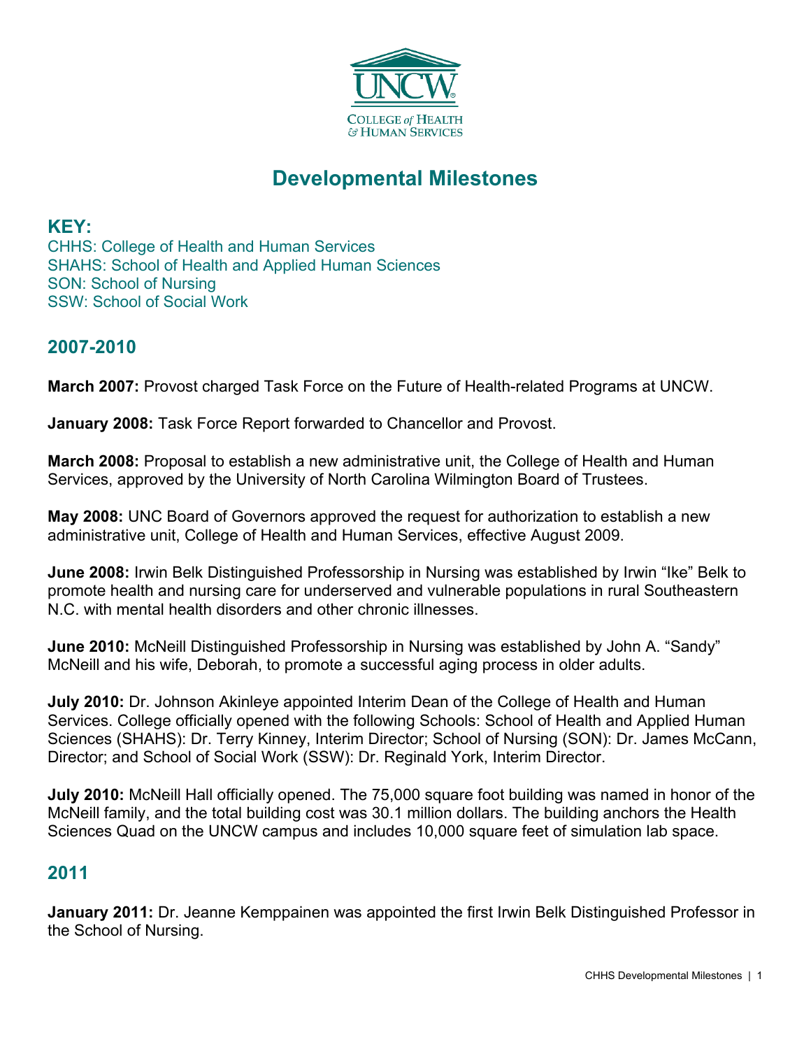# Developmental Milestones

## KEY:

CHHS: College of Health and Human Services
SHAHS: School of Health and Applied Human Sciences
SON: School of Nursing
SSW: School of Social Work

## 2007-2010

**March 2007:** Provost charged Task Force on the Future of Health-related Programs at UNCW.

**January 2008:** Task Force Report forwarded to Chancellor and Provost.

**March 2008:** Proposal to establish a new administrative unit, the College of Health and Human Services, approved by the University of North Carolina Wilmington Board of Trustees.

**May 2008:** UNC Board of Governors approved the request for authorization to establish a new administrative unit, College of Health and Human Services, effective August 2009.

**June 2008:** Irwin Belk Distinguished Professorship in Nursing was established by Irwin "Ike" Belk to promote health and nursing care for underserved and vulnerable populations in rural Southeastern N.C. with mental health disorders and other chronic illnesses.

**June 2010:** McNeill Distinguished Professorship in Nursing was established by John A. "Sandy" McNeill and his wife, Deborah, to promote a successful aging process in older adults.

**July 2010:** Dr. Johnson Akinleye appointed Interim Dean of the College of Health and Human Services. College officially opened with the following Schools: School of Health and Applied Human Sciences (SHAHS): Dr. Terry Kinney, Interim Director; School of Nursing (SON): Dr. James McCann, Director; and School of Social Work (SSW): Dr. Reginald York, Interim Director.

**July 2010:** McNeill Hall officially opened. The 75,000 square foot building was named in honor of the McNeill family, and the total building cost was 30.1 million dollars. The building anchors the Health Sciences Quad on the UNCW campus and includes 10,000 square feet of simulation lab space.

## 2011

**January 2011:** Dr. Jeanne Kemppainen was appointed the first Irwin Belk Distinguished Professor in the School of Nursing.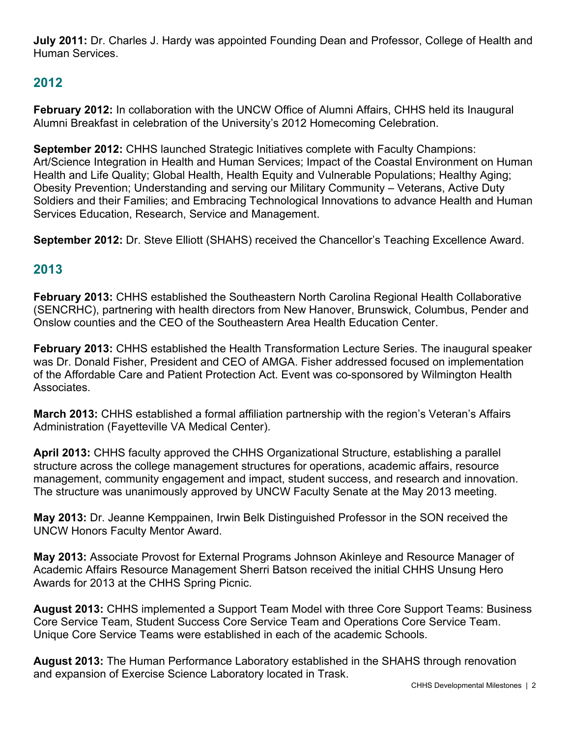**July 2011:** Dr. Charles J. Hardy was appointed Founding Dean and Professor, College of Health and Human Services.

## 2012

**February 2012:** In collaboration with the UNCW Office of Alumni Affairs, CHHS held its Inaugural Alumni Breakfast in celebration of the University's 2012 Homecoming Celebration.

**September 2012:** CHHS launched Strategic Initiatives complete with Faculty Champions: Art/Science Integration in Health and Human Services; Impact of the Coastal Environment on Human Health and Life Quality; Global Health, Health Equity and Vulnerable Populations; Healthy Aging; Obesity Prevention; Understanding and serving our Military Community – Veterans, Active Duty Soldiers and their Families; and Embracing Technological Innovations to advance Health and Human Services Education, Research, Service and Management.

**September 2012:** Dr. Steve Elliott (SHAHS) received the Chancellor's Teaching Excellence Award.

## 2013

**February 2013:** CHHS established the Southeastern North Carolina Regional Health Collaborative (SENCRHC), partnering with health directors from New Hanover, Brunswick, Columbus, Pender and Onslow counties and the CEO of the Southeastern Area Health Education Center.

**February 2013:** CHHS established the Health Transformation Lecture Series. The inaugural speaker was Dr. Donald Fisher, President and CEO of AMGA. Fisher addressed focused on implementation of the Affordable Care and Patient Protection Act. Event was co-sponsored by Wilmington Health Associates.

**March 2013:** CHHS established a formal affiliation partnership with the region's Veteran's Affairs Administration (Fayetteville VA Medical Center).

**April 2013:** CHHS faculty approved the CHHS Organizational Structure, establishing a parallel structure across the college management structures for operations, academic affairs, resource management, community engagement and impact, student success, and research and innovation. The structure was unanimously approved by UNCW Faculty Senate at the May 2013 meeting.

**May 2013:** Dr. Jeanne Kemppainen, Irwin Belk Distinguished Professor in the SON received the UNCW Honors Faculty Mentor Award.

**May 2013:** Associate Provost for External Programs Johnson Akinleye and Resource Manager of Academic Affairs Resource Management Sherri Batson received the initial CHHS Unsung Hero Awards for 2013 at the CHHS Spring Picnic.

**August 2013:** CHHS implemented a Support Team Model with three Core Support Teams: Business Core Service Team, Student Success Core Service Team and Operations Core Service Team. Unique Core Service Teams were established in each of the academic Schools.

**August 2013:** The Human Performance Laboratory established in the SHAHS through renovation and expansion of Exercise Science Laboratory located in Trask.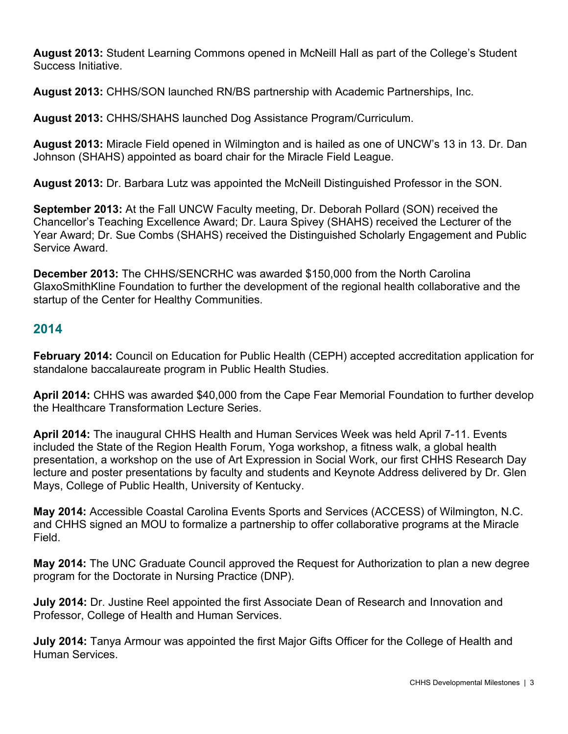**August 2013:** Student Learning Commons opened in McNeill Hall as part of the College's Student Success Initiative.

**August 2013:** CHHS/SON launched RN/BS partnership with Academic Partnerships, Inc.

**August 2013:** CHHS/SHAHS launched Dog Assistance Program/Curriculum.

**August 2013:** Miracle Field opened in Wilmington and is hailed as one of UNCW's 13 in 13. Dr. Dan Johnson (SHAHS) appointed as board chair for the Miracle Field League.

**August 2013:** Dr. Barbara Lutz was appointed the McNeill Distinguished Professor in the SON.

**September 2013:** At the Fall UNCW Faculty meeting, Dr. Deborah Pollard (SON) received the Chancellor's Teaching Excellence Award; Dr. Laura Spivey (SHAHS) received the Lecturer of the Year Award; Dr. Sue Combs (SHAHS) received the Distinguished Scholarly Engagement and Public Service Award.

**December 2013:** The CHHS/SENCRHC was awarded $150,000 from the North Carolina GlaxoSmithKline Foundation to further the development of the regional health collaborative and the startup of the Center for Healthy Communities.

## 2014

**February 2014:** Council on Education for Public Health (CEPH) accepted accreditation application for standalone baccalaureate program in Public Health Studies.

**April 2014:** CHHS was awarded $40,000 from the Cape Fear Memorial Foundation to further develop the Healthcare Transformation Lecture Series.

**April 2014:** The inaugural CHHS Health and Human Services Week was held April 7-11. Events included the State of the Region Health Forum, Yoga workshop, a fitness walk, a global health presentation, a workshop on the use of Art Expression in Social Work, our first CHHS Research Day lecture and poster presentations by faculty and students and Keynote Address delivered by Dr. Glen Mays, College of Public Health, University of Kentucky.

**May 2014:** Accessible Coastal Carolina Events Sports and Services (ACCESS) of Wilmington, N.C. and CHHS signed an MOU to formalize a partnership to offer collaborative programs at the Miracle Field.

**May 2014:** The UNC Graduate Council approved the Request for Authorization to plan a new degree program for the Doctorate in Nursing Practice (DNP).

**July 2014:** Dr. Justine Reel appointed the first Associate Dean of Research and Innovation and Professor, College of Health and Human Services.

**July 2014:** Tanya Armour was appointed the first Major Gifts Officer for the College of Health and Human Services.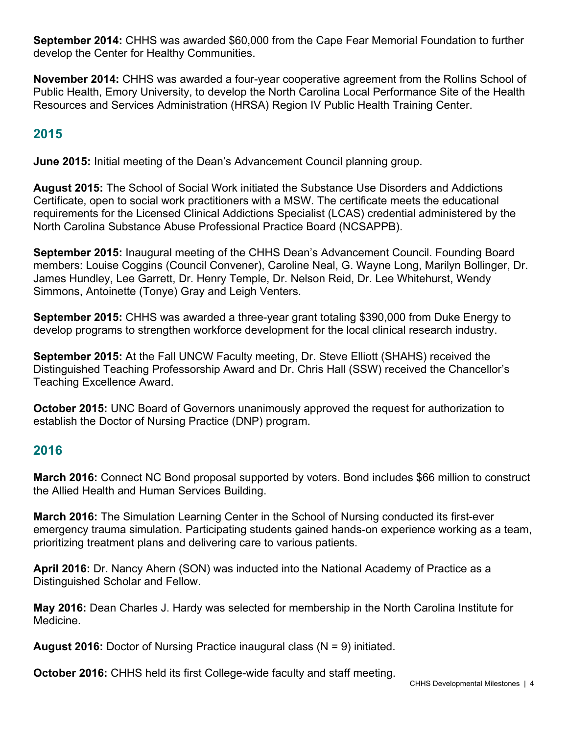**September 2014:** CHHS was awarded $60,000 from the Cape Fear Memorial Foundation to further develop the Center for Healthy Communities.

**November 2014:** CHHS was awarded a four-year cooperative agreement from the Rollins School of Public Health, Emory University, to develop the North Carolina Local Performance Site of the Health Resources and Services Administration (HRSA) Region IV Public Health Training Center.

## 2015

**June 2015:** Initial meeting of the Dean's Advancement Council planning group.

**August 2015:** The School of Social Work initiated the Substance Use Disorders and Addictions Certificate, open to social work practitioners with a MSW. The certificate meets the educational requirements for the Licensed Clinical Addictions Specialist (LCAS) credential administered by the North Carolina Substance Abuse Professional Practice Board (NCSAPPB).

**September 2015:** Inaugural meeting of the CHHS Dean's Advancement Council. Founding Board members: Louise Coggins (Council Convener), Caroline Neal, G. Wayne Long, Marilyn Bollinger, Dr. James Hundley, Lee Garrett, Dr. Henry Temple, Dr. Nelson Reid, Dr. Lee Whitehurst, Wendy Simmons, Antoinette (Tonye) Gray and Leigh Venters.

**September 2015:** CHHS was awarded a three-year grant totaling $390,000 from Duke Energy to develop programs to strengthen workforce development for the local clinical research industry.

**September 2015:** At the Fall UNCW Faculty meeting, Dr. Steve Elliott (SHAHS) received the Distinguished Teaching Professorship Award and Dr. Chris Hall (SSW) received the Chancellor's Teaching Excellence Award.

**October 2015:** UNC Board of Governors unanimously approved the request for authorization to establish the Doctor of Nursing Practice (DNP) program.

## 2016

**March 2016:** Connect NC Bond proposal supported by voters. Bond includes $66 million to construct the Allied Health and Human Services Building.

**March 2016:** The Simulation Learning Center in the School of Nursing conducted its first-ever emergency trauma simulation. Participating students gained hands-on experience working as a team, prioritizing treatment plans and delivering care to various patients.

**April 2016:** Dr. Nancy Ahern (SON) was inducted into the National Academy of Practice as a Distinguished Scholar and Fellow.

**May 2016:** Dean Charles J. Hardy was selected for membership in the North Carolina Institute for Medicine.

**August 2016:** Doctor of Nursing Practice inaugural class (N = 9) initiated.

**October 2016:** CHHS held its first College-wide faculty and staff meeting.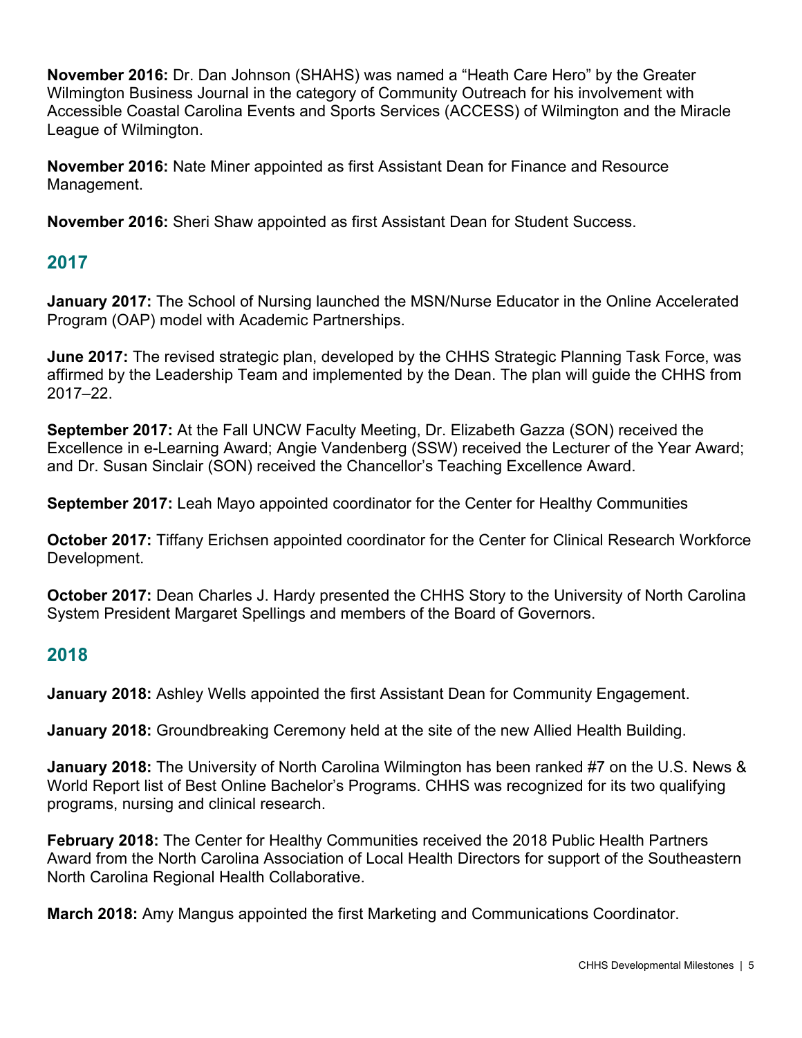**November 2016:** Dr. Dan Johnson (SHAHS) was named a "Heath Care Hero" by the Greater Wilmington Business Journal in the category of Community Outreach for his involvement with Accessible Coastal Carolina Events and Sports Services (ACCESS) of Wilmington and the Miracle League of Wilmington.

**November 2016:** Nate Miner appointed as first Assistant Dean for Finance and Resource Management.

**November 2016:** Sheri Shaw appointed as first Assistant Dean for Student Success.

## 2017

**January 2017:** The School of Nursing launched the MSN/Nurse Educator in the Online Accelerated Program (OAP) model with Academic Partnerships.

**June 2017:** The revised strategic plan, developed by the CHHS Strategic Planning Task Force, was affirmed by the Leadership Team and implemented by the Dean. The plan will guide the CHHS from 2017–22.

**September 2017:** At the Fall UNCW Faculty Meeting, Dr. Elizabeth Gazza (SON) received the Excellence in e-Learning Award; Angie Vandenberg (SSW) received the Lecturer of the Year Award; and Dr. Susan Sinclair (SON) received the Chancellor's Teaching Excellence Award.

**September 2017:** Leah Mayo appointed coordinator for the Center for Healthy Communities

**October 2017:** Tiffany Erichsen appointed coordinator for the Center for Clinical Research Workforce Development.

**October 2017:** Dean Charles J. Hardy presented the CHHS Story to the University of North Carolina System President Margaret Spellings and members of the Board of Governors.

## 2018

**January 2018:** Ashley Wells appointed the first Assistant Dean for Community Engagement.

**January 2018:** Groundbreaking Ceremony held at the site of the new Allied Health Building.

**January 2018:** The University of North Carolina Wilmington has been ranked #7 on the U.S. News & World Report list of Best Online Bachelor's Programs. CHHS was recognized for its two qualifying programs, nursing and clinical research.

**February 2018:** The Center for Healthy Communities received the 2018 Public Health Partners Award from the North Carolina Association of Local Health Directors for support of the Southeastern North Carolina Regional Health Collaborative.

**March 2018:** Amy Mangus appointed the first Marketing and Communications Coordinator.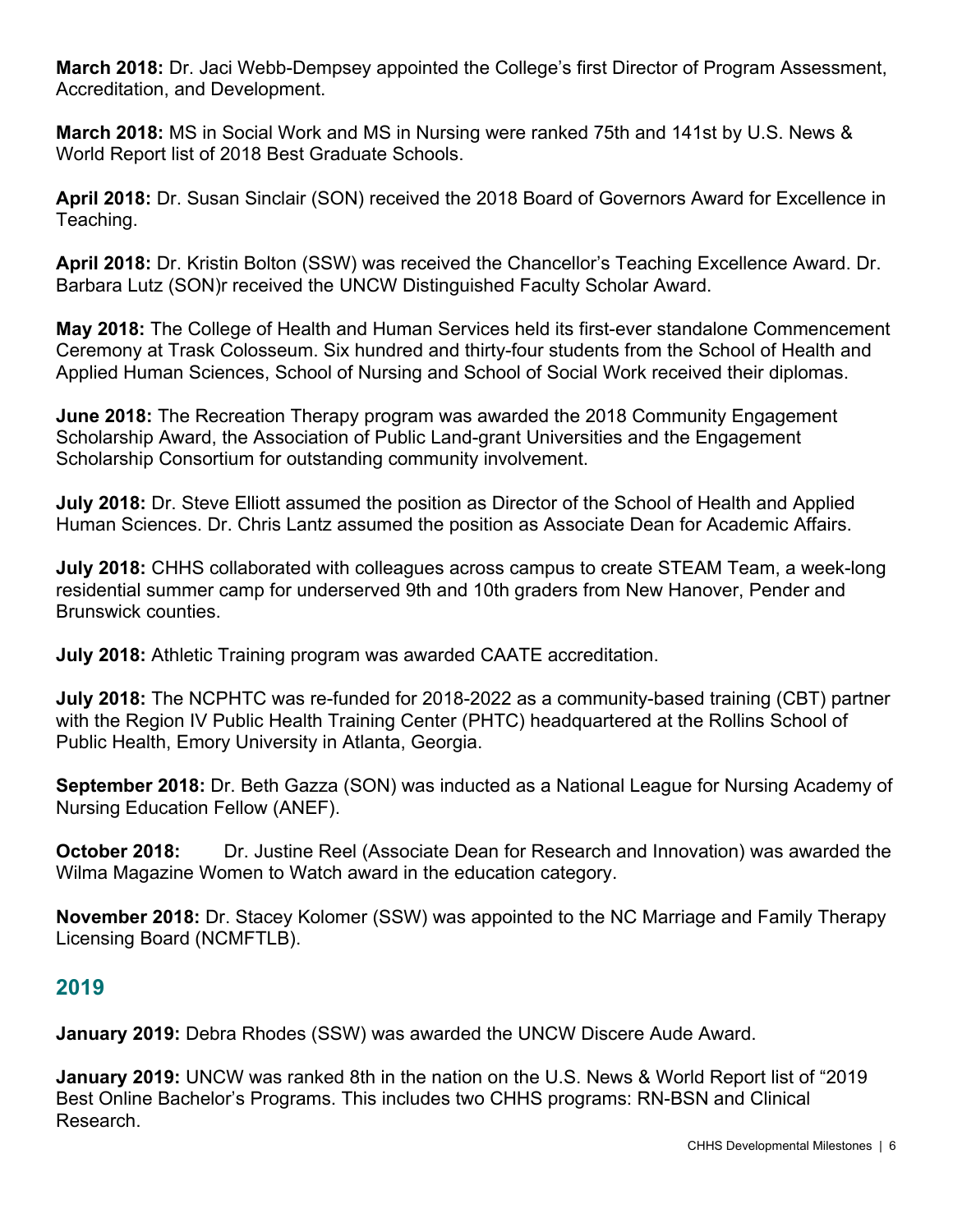**March 2018:** Dr. Jaci Webb-Dempsey appointed the College's first Director of Program Assessment, Accreditation, and Development.

**March 2018:** MS in Social Work and MS in Nursing were ranked 75th and 141st by U.S. News & World Report list of 2018 Best Graduate Schools.

**April 2018:** Dr. Susan Sinclair (SON) received the 2018 Board of Governors Award for Excellence in Teaching.

**April 2018:** Dr. Kristin Bolton (SSW) was received the Chancellor's Teaching Excellence Award. Dr. Barbara Lutz (SON)r received the UNCW Distinguished Faculty Scholar Award.

**May 2018:** The College of Health and Human Services held its first-ever standalone Commencement Ceremony at Trask Colosseum. Six hundred and thirty-four students from the School of Health and Applied Human Sciences, School of Nursing and School of Social Work received their diplomas.

**June 2018:** The Recreation Therapy program was awarded the 2018 Community Engagement Scholarship Award, the Association of Public Land-grant Universities and the Engagement Scholarship Consortium for outstanding community involvement.

**July 2018:** Dr. Steve Elliott assumed the position as Director of the School of Health and Applied Human Sciences. Dr. Chris Lantz assumed the position as Associate Dean for Academic Affairs.

**July 2018:** CHHS collaborated with colleagues across campus to create STEAM Team, a week-long residential summer camp for underserved 9th and 10th graders from New Hanover, Pender and Brunswick counties.

**July 2018:** Athletic Training program was awarded CAATE accreditation.

**July 2018:** The NCPHTC was re-funded for 2018-2022 as a community-based training (CBT) partner with the Region IV Public Health Training Center (PHTC) headquartered at the Rollins School of Public Health, Emory University in Atlanta, Georgia.

**September 2018:** Dr. Beth Gazza (SON) was inducted as a National League for Nursing Academy of Nursing Education Fellow (ANEF).

**October 2018:** Dr. Justine Reel (Associate Dean for Research and Innovation) was awarded the Wilma Magazine Women to Watch award in the education category.

**November 2018:** Dr. Stacey Kolomer (SSW) was appointed to the NC Marriage and Family Therapy Licensing Board (NCMFTLB).

## 2019

**January 2019:** Debra Rhodes (SSW) was awarded the UNCW Discere Aude Award.

**January 2019:** UNCW was ranked 8th in the nation on the U.S. News & World Report list of "2019 Best Online Bachelor's Programs. This includes two CHHS programs: RN-BSN and Clinical Research.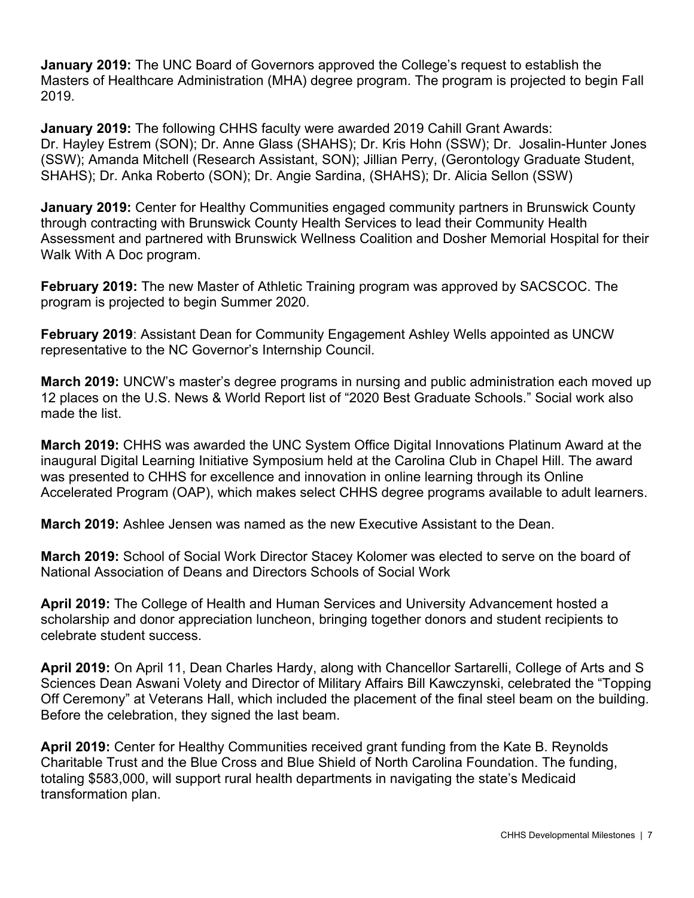**January 2019:** The UNC Board of Governors approved the College's request to establish the Masters of Healthcare Administration (MHA) degree program. The program is projected to begin Fall 2019.

**January 2019:** The following CHHS faculty were awarded 2019 Cahill Grant Awards: Dr. Hayley Estrem (SON); Dr. Anne Glass (SHAHS); Dr. Kris Hohn (SSW); Dr. Josalin-Hunter Jones (SSW); Amanda Mitchell (Research Assistant, SON); Jillian Perry, (Gerontology Graduate Student, SHAHS); Dr. Anka Roberto (SON); Dr. Angie Sardina, (SHAHS); Dr. Alicia Sellon (SSW)

**January 2019:** Center for Healthy Communities engaged community partners in Brunswick County through contracting with Brunswick County Health Services to lead their Community Health Assessment and partnered with Brunswick Wellness Coalition and Dosher Memorial Hospital for their Walk With A Doc program.

**February 2019:** The new Master of Athletic Training program was approved by SACSCOC. The program is projected to begin Summer 2020.

**February 2019**: Assistant Dean for Community Engagement Ashley Wells appointed as UNCW representative to the NC Governor's Internship Council.

**March 2019:** UNCW's master's degree programs in nursing and public administration each moved up 12 places on the U.S. News & World Report list of "2020 Best Graduate Schools." Social work also made the list.

**March 2019:** CHHS was awarded the UNC System Office Digital Innovations Platinum Award at the inaugural Digital Learning Initiative Symposium held at the Carolina Club in Chapel Hill. The award was presented to CHHS for excellence and innovation in online learning through its Online Accelerated Program (OAP), which makes select CHHS degree programs available to adult learners.

**March 2019:** Ashlee Jensen was named as the new Executive Assistant to the Dean.

**March 2019:** School of Social Work Director Stacey Kolomer was elected to serve on the board of National Association of Deans and Directors Schools of Social Work

**April 2019:** The College of Health and Human Services and University Advancement hosted a scholarship and donor appreciation luncheon, bringing together donors and student recipients to celebrate student success.

**April 2019:** On April 11, Dean Charles Hardy, along with Chancellor Sartarelli, College of Arts and S Sciences Dean Aswani Volety and Director of Military Affairs Bill Kawczynski, celebrated the "Topping Off Ceremony" at Veterans Hall, which included the placement of the final steel beam on the building. Before the celebration, they signed the last beam.

**April 2019:** Center for Healthy Communities received grant funding from the Kate B. Reynolds Charitable Trust and the Blue Cross and Blue Shield of North Carolina Foundation. The funding, totaling $583,000, will support rural health departments in navigating the state's Medicaid transformation plan.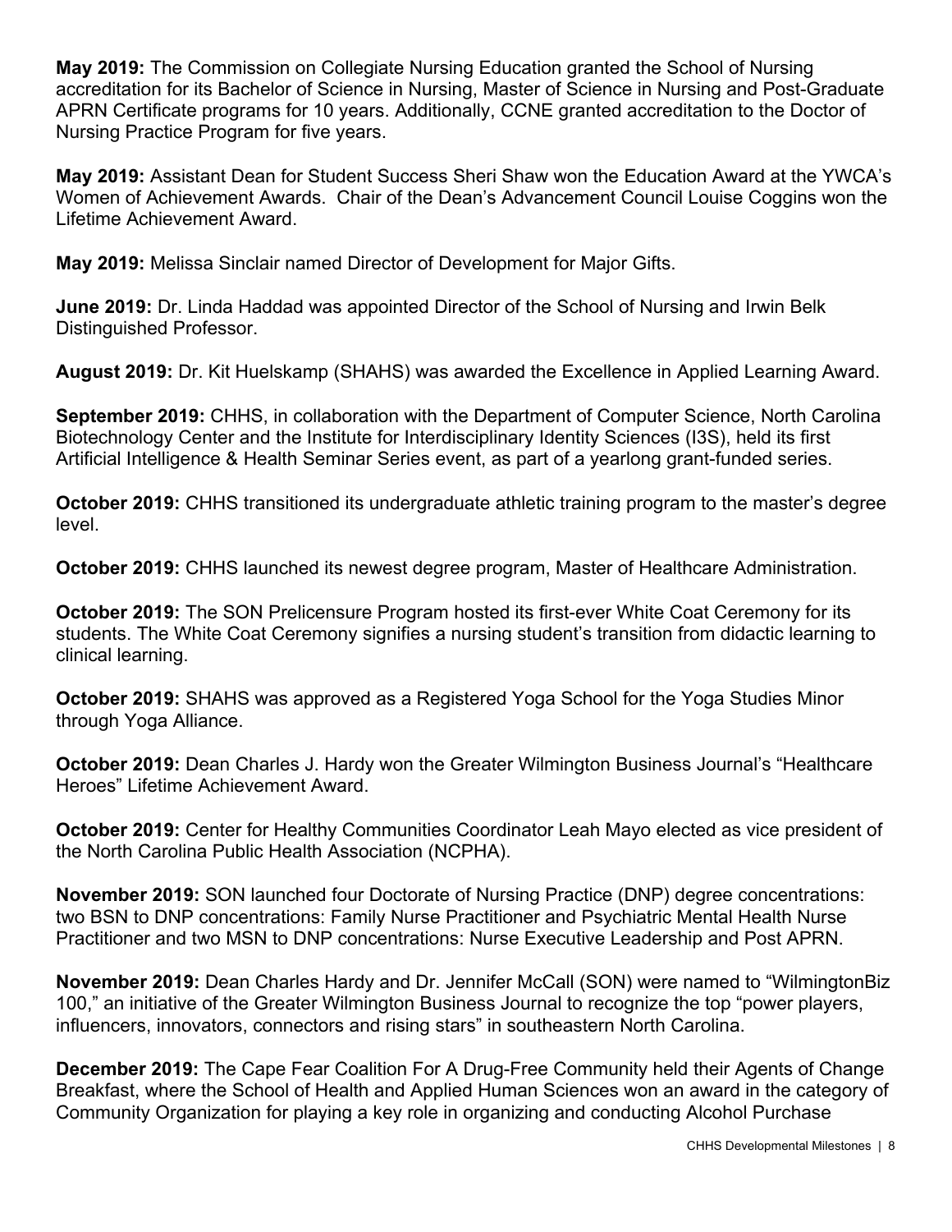**May 2019:** The Commission on Collegiate Nursing Education granted the School of Nursing accreditation for its Bachelor of Science in Nursing, Master of Science in Nursing and Post-Graduate APRN Certificate programs for 10 years. Additionally, CCNE granted accreditation to the Doctor of Nursing Practice Program for five years.

**May 2019:** Assistant Dean for Student Success Sheri Shaw won the Education Award at the YWCA's Women of Achievement Awards. Chair of the Dean's Advancement Council Louise Coggins won the Lifetime Achievement Award.

**May 2019:** Melissa Sinclair named Director of Development for Major Gifts.

**June 2019:** Dr. Linda Haddad was appointed Director of the School of Nursing and Irwin Belk Distinguished Professor.

**August 2019:** Dr. Kit Huelskamp (SHAHS) was awarded the Excellence in Applied Learning Award.

**September 2019:** CHHS, in collaboration with the Department of Computer Science, North Carolina Biotechnology Center and the Institute for Interdisciplinary Identity Sciences (I3S), held its first Artificial Intelligence & Health Seminar Series event, as part of a yearlong grant-funded series.

**October 2019:** CHHS transitioned its undergraduate athletic training program to the master's degree level.

**October 2019:** CHHS launched its newest degree program, Master of Healthcare Administration.

**October 2019:** The SON Prelicensure Program hosted its first-ever White Coat Ceremony for its students. The White Coat Ceremony signifies a nursing student's transition from didactic learning to clinical learning.

**October 2019:** SHAHS was approved as a Registered Yoga School for the Yoga Studies Minor through Yoga Alliance.

**October 2019:** Dean Charles J. Hardy won the Greater Wilmington Business Journal's "Healthcare Heroes" Lifetime Achievement Award.

**October 2019:** Center for Healthy Communities Coordinator Leah Mayo elected as vice president of the North Carolina Public Health Association (NCPHA).

**November 2019:** SON launched four Doctorate of Nursing Practice (DNP) degree concentrations: two BSN to DNP concentrations: Family Nurse Practitioner and Psychiatric Mental Health Nurse Practitioner and two MSN to DNP concentrations: Nurse Executive Leadership and Post APRN.

**November 2019:** Dean Charles Hardy and Dr. Jennifer McCall (SON) were named to "WilmingtonBiz 100," an initiative of the Greater Wilmington Business Journal to recognize the top "power players, influencers, innovators, connectors and rising stars" in southeastern North Carolina.

**December 2019:** The Cape Fear Coalition For A Drug-Free Community held their Agents of Change Breakfast, where the School of Health and Applied Human Sciences won an award in the category of Community Organization for playing a key role in organizing and conducting Alcohol Purchase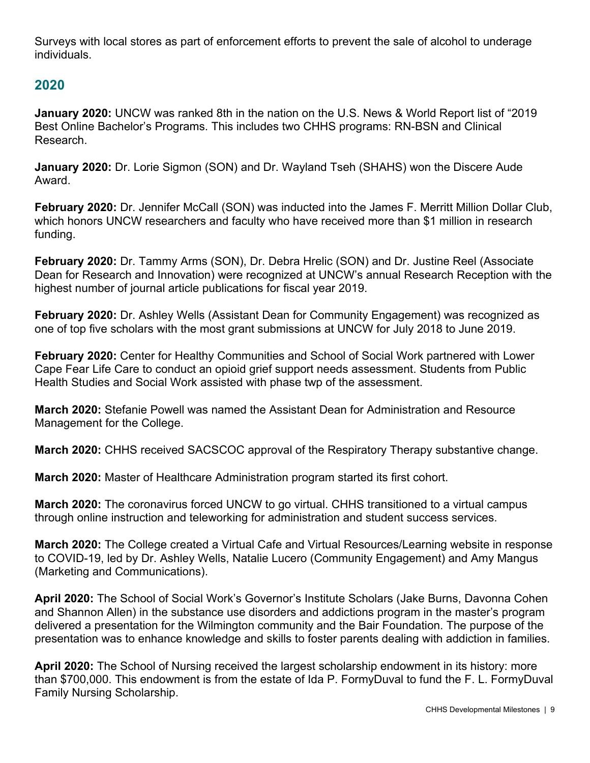Surveys with local stores as part of enforcement efforts to prevent the sale of alcohol to underage individuals.

## 2020

**January 2020:** UNCW was ranked 8th in the nation on the U.S. News & World Report list of "2019 Best Online Bachelor's Programs. This includes two CHHS programs: RN-BSN and Clinical Research.

**January 2020:** Dr. Lorie Sigmon (SON) and Dr. Wayland Tseh (SHAHS) won the Discere Aude Award.

**February 2020:** Dr. Jennifer McCall (SON) was inducted into the James F. Merritt Million Dollar Club, which honors UNCW researchers and faculty who have received more than $1 million in research funding.

**February 2020:** Dr. Tammy Arms (SON), Dr. Debra Hrelic (SON) and Dr. Justine Reel (Associate Dean for Research and Innovation) were recognized at UNCW's annual Research Reception with the highest number of journal article publications for fiscal year 2019.

**February 2020:** Dr. Ashley Wells (Assistant Dean for Community Engagement) was recognized as one of top five scholars with the most grant submissions at UNCW for July 2018 to June 2019.

**February 2020:** Center for Healthy Communities and School of Social Work partnered with Lower Cape Fear Life Care to conduct an opioid grief support needs assessment. Students from Public Health Studies and Social Work assisted with phase twp of the assessment.

**March 2020:** Stefanie Powell was named the Assistant Dean for Administration and Resource Management for the College.

**March 2020:** CHHS received SACSCOC approval of the Respiratory Therapy substantive change.

**March 2020:** Master of Healthcare Administration program started its first cohort.

**March 2020:** The coronavirus forced UNCW to go virtual. CHHS transitioned to a virtual campus through online instruction and teleworking for administration and student success services.

**March 2020:** The College created a Virtual Cafe and Virtual Resources/Learning website in response to COVID-19, led by Dr. Ashley Wells, Natalie Lucero (Community Engagement) and Amy Mangus (Marketing and Communications).

**April 2020:** The School of Social Work's Governor's Institute Scholars (Jake Burns, Davonna Cohen and Shannon Allen) in the substance use disorders and addictions program in the master's program delivered a presentation for the Wilmington community and the Bair Foundation. The purpose of the presentation was to enhance knowledge and skills to foster parents dealing with addiction in families.

**April 2020:** The School of Nursing received the largest scholarship endowment in its history: more than $700,000. This endowment is from the estate of Ida P. FormyDuval to fund the F. L. FormyDuval Family Nursing Scholarship.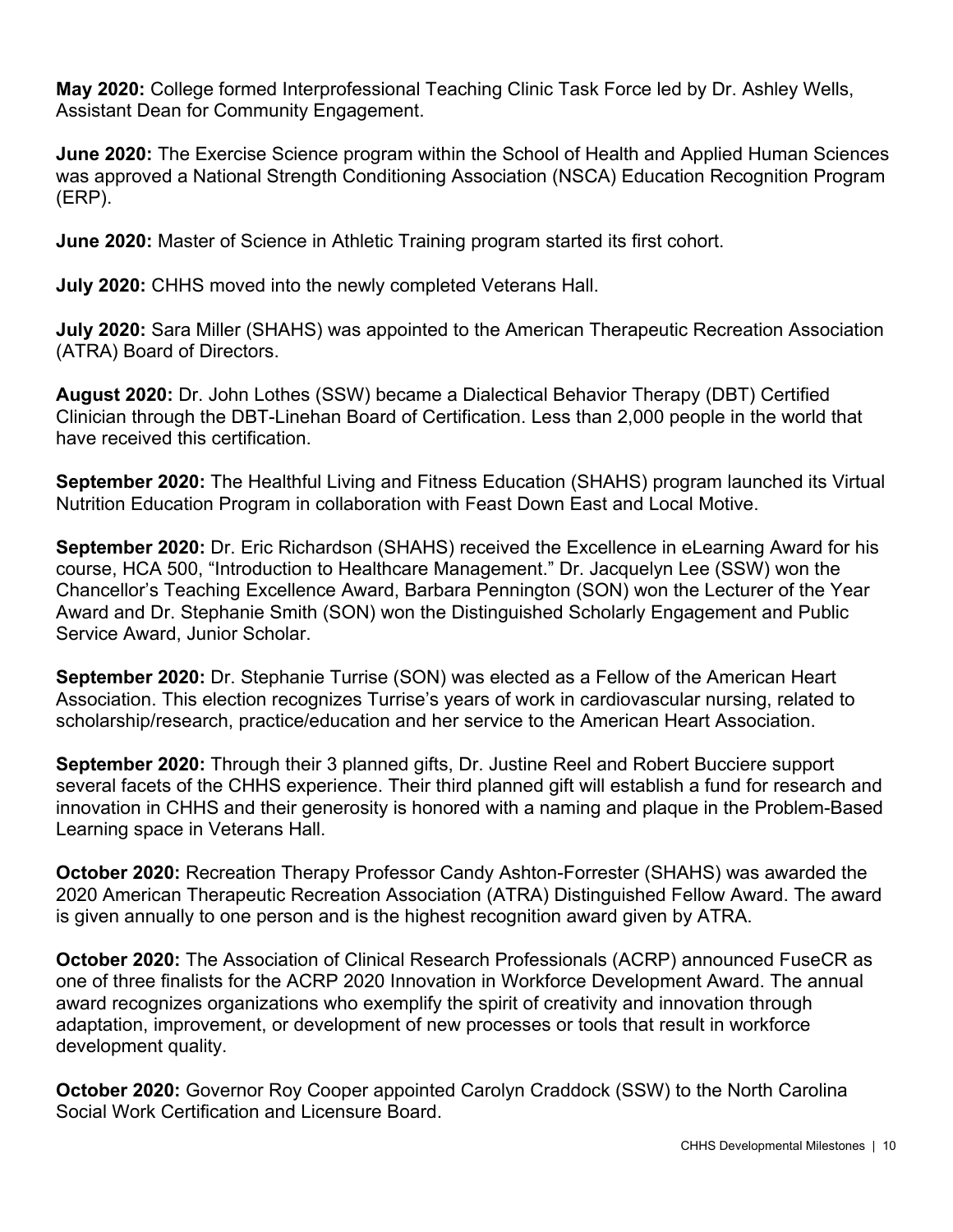**May 2020:** College formed Interprofessional Teaching Clinic Task Force led by Dr. Ashley Wells, Assistant Dean for Community Engagement.

**June 2020:** The Exercise Science program within the School of Health and Applied Human Sciences was approved a National Strength Conditioning Association (NSCA) Education Recognition Program (ERP).

**June 2020:** Master of Science in Athletic Training program started its first cohort.

**July 2020:** CHHS moved into the newly completed Veterans Hall.

**July 2020:** Sara Miller (SHAHS) was appointed to the American Therapeutic Recreation Association (ATRA) Board of Directors.

**August 2020:** Dr. John Lothes (SSW) became a Dialectical Behavior Therapy (DBT) Certified Clinician through the DBT-Linehan Board of Certification. Less than 2,000 people in the world that have received this certification.

**September 2020:** The Healthful Living and Fitness Education (SHAHS) program launched its Virtual Nutrition Education Program in collaboration with Feast Down East and Local Motive.

**September 2020:** Dr. Eric Richardson (SHAHS) received the Excellence in eLearning Award for his course, HCA 500, "Introduction to Healthcare Management." Dr. Jacquelyn Lee (SSW) won the Chancellor's Teaching Excellence Award, Barbara Pennington (SON) won the Lecturer of the Year Award and Dr. Stephanie Smith (SON) won the Distinguished Scholarly Engagement and Public Service Award, Junior Scholar.

**September 2020:** Dr. Stephanie Turrise (SON) was elected as a Fellow of the American Heart Association. This election recognizes Turrise's years of work in cardiovascular nursing, related to scholarship/research, practice/education and her service to the American Heart Association.

**September 2020:** Through their 3 planned gifts, Dr. Justine Reel and Robert Bucciere support several facets of the CHHS experience. Their third planned gift will establish a fund for research and innovation in CHHS and their generosity is honored with a naming and plaque in the Problem-Based Learning space in Veterans Hall.

**October 2020:** Recreation Therapy Professor Candy Ashton-Forrester (SHAHS) was awarded the 2020 American Therapeutic Recreation Association (ATRA) Distinguished Fellow Award. The award is given annually to one person and is the highest recognition award given by ATRA.

**October 2020:** The Association of Clinical Research Professionals (ACRP) announced FuseCR as one of three finalists for the ACRP 2020 Innovation in Workforce Development Award. The annual award recognizes organizations who exemplify the spirit of creativity and innovation through adaptation, improvement, or development of new processes or tools that result in workforce development quality.

**October 2020:** Governor Roy Cooper appointed Carolyn Craddock (SSW) to the North Carolina Social Work Certification and Licensure Board.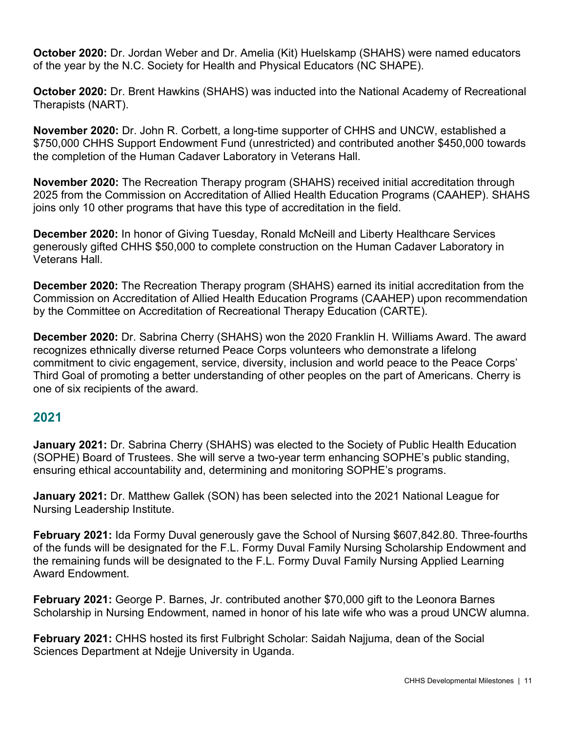**October 2020:** Dr. Jordan Weber and Dr. Amelia (Kit) Huelskamp (SHAHS) were named educators of the year by the N.C. Society for Health and Physical Educators (NC SHAPE).

**October 2020:** Dr. Brent Hawkins (SHAHS) was inducted into the National Academy of Recreational Therapists (NART).

**November 2020:** Dr. John R. Corbett, a long-time supporter of CHHS and UNCW, established a $750,000 CHHS Support Endowment Fund (unrestricted) and contributed another $450,000 towards the completion of the Human Cadaver Laboratory in Veterans Hall.

**November 2020:** The Recreation Therapy program (SHAHS) received initial accreditation through 2025 from the Commission on Accreditation of Allied Health Education Programs (CAAHEP). SHAHS joins only 10 other programs that have this type of accreditation in the field.

**December 2020:** In honor of Giving Tuesday, Ronald McNeill and Liberty Healthcare Services generously gifted CHHS $50,000 to complete construction on the Human Cadaver Laboratory in Veterans Hall.

**December 2020:** The Recreation Therapy program (SHAHS) earned its initial accreditation from the Commission on Accreditation of Allied Health Education Programs (CAAHEP) upon recommendation by the Committee on Accreditation of Recreational Therapy Education (CARTE).

**December 2020:** Dr. Sabrina Cherry (SHAHS) won the 2020 Franklin H. Williams Award. The award recognizes ethnically diverse returned Peace Corps volunteers who demonstrate a lifelong commitment to civic engagement, service, diversity, inclusion and world peace to the Peace Corps' Third Goal of promoting a better understanding of other peoples on the part of Americans. Cherry is one of six recipients of the award.

## 2021

**January 2021:** Dr. Sabrina Cherry (SHAHS) was elected to the Society of Public Health Education (SOPHE) Board of Trustees. She will serve a two-year term enhancing SOPHE's public standing, ensuring ethical accountability and, determining and monitoring SOPHE's programs.

**January 2021:** Dr. Matthew Gallek (SON) has been selected into the 2021 National League for Nursing Leadership Institute.

**February 2021:** Ida Formy Duval generously gave the School of Nursing $607,842.80. Three-fourths of the funds will be designated for the F.L. Formy Duval Family Nursing Scholarship Endowment and the remaining funds will be designated to the F.L. Formy Duval Family Nursing Applied Learning Award Endowment.

**February 2021:** George P. Barnes, Jr. contributed another $70,000 gift to the Leonora Barnes Scholarship in Nursing Endowment, named in honor of his late wife who was a proud UNCW alumna.

**February 2021:** CHHS hosted its first Fulbright Scholar: Saidah Najjuma, dean of the Social Sciences Department at Ndejje University in Uganda.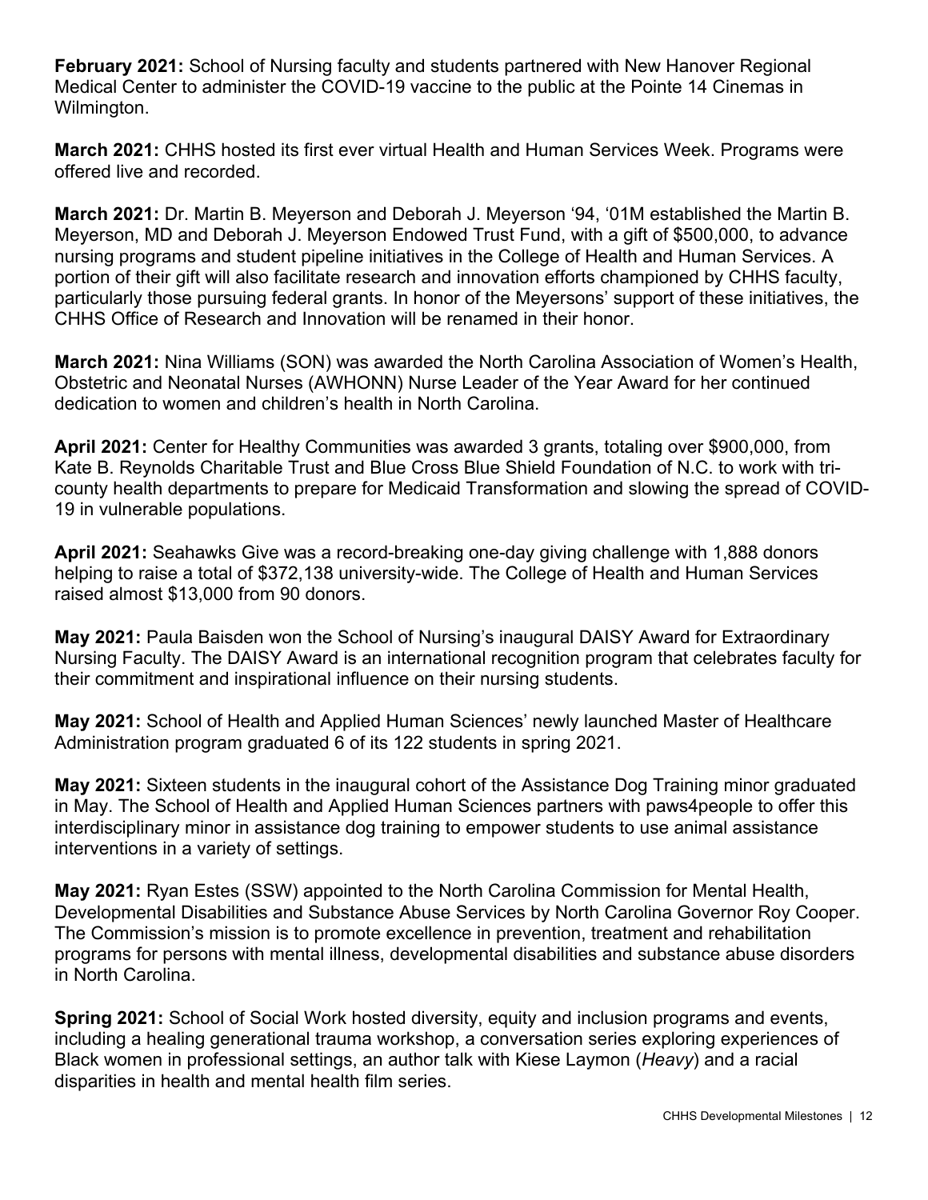**February 2021:** School of Nursing faculty and students partnered with New Hanover Regional Medical Center to administer the COVID-19 vaccine to the public at the Pointe 14 Cinemas in Wilmington.

**March 2021:** CHHS hosted its first ever virtual Health and Human Services Week. Programs were offered live and recorded.

**March 2021:** Dr. Martin B. Meyerson and Deborah J. Meyerson '94, '01M established the Martin B. Meyerson, MD and Deborah J. Meyerson Endowed Trust Fund, with a gift of $500,000, to advance nursing programs and student pipeline initiatives in the College of Health and Human Services. A portion of their gift will also facilitate research and innovation efforts championed by CHHS faculty, particularly those pursuing federal grants. In honor of the Meyersons' support of these initiatives, the CHHS Office of Research and Innovation will be renamed in their honor.

**March 2021:** Nina Williams (SON) was awarded the North Carolina Association of Women's Health, Obstetric and Neonatal Nurses (AWHONN) Nurse Leader of the Year Award for her continued dedication to women and children's health in North Carolina.

**April 2021:** Center for Healthy Communities was awarded 3 grants, totaling over $900,000, from Kate B. Reynolds Charitable Trust and Blue Cross Blue Shield Foundation of N.C. to work with tri-county health departments to prepare for Medicaid Transformation and slowing the spread of COVID-19 in vulnerable populations.

**April 2021:** Seahawks Give was a record-breaking one-day giving challenge with 1,888 donors helping to raise a total of $372,138 university-wide. The College of Health and Human Services raised almost $13,000 from 90 donors.

**May 2021:** Paula Baisden won the School of Nursing's inaugural DAISY Award for Extraordinary Nursing Faculty. The DAISY Award is an international recognition program that celebrates faculty for their commitment and inspirational influence on their nursing students.

**May 2021:** School of Health and Applied Human Sciences' newly launched Master of Healthcare Administration program graduated 6 of its 122 students in spring 2021.

**May 2021:** Sixteen students in the inaugural cohort of the Assistance Dog Training minor graduated in May. The School of Health and Applied Human Sciences partners with paws4people to offer this interdisciplinary minor in assistance dog training to empower students to use animal assistance interventions in a variety of settings.

**May 2021:** Ryan Estes (SSW) appointed to the North Carolina Commission for Mental Health, Developmental Disabilities and Substance Abuse Services by North Carolina Governor Roy Cooper. The Commission's mission is to promote excellence in prevention, treatment and rehabilitation programs for persons with mental illness, developmental disabilities and substance abuse disorders in North Carolina.

**Spring 2021:** School of Social Work hosted diversity, equity and inclusion programs and events, including a healing generational trauma workshop, a conversation series exploring experiences of Black women in professional settings, an author talk with Kiese Laymon (*Heavy*) and a racial disparities in health and mental health film series.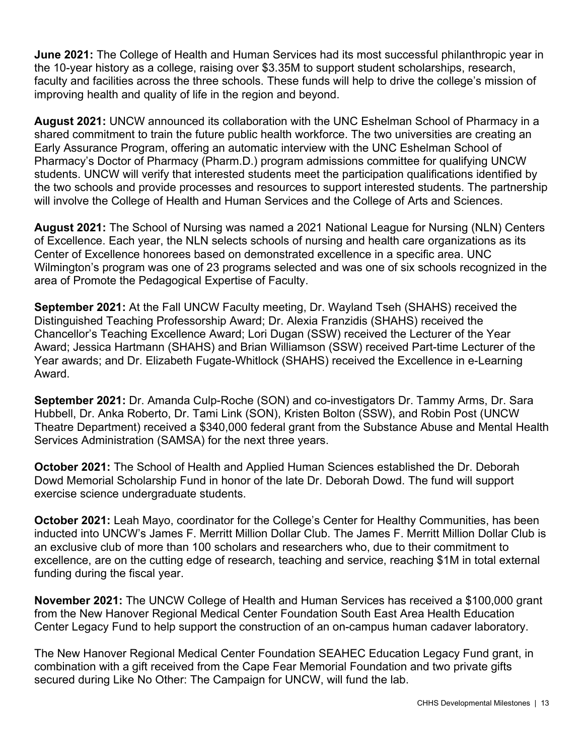**June 2021:** The College of Health and Human Services had its most successful philanthropic year in the 10-year history as a college, raising over $3.35M to support student scholarships, research, faculty and facilities across the three schools. These funds will help to drive the college's mission of improving health and quality of life in the region and beyond.

**August 2021:** UNCW announced its collaboration with the UNC Eshelman School of Pharmacy in a shared commitment to train the future public health workforce. The two universities are creating an Early Assurance Program, offering an automatic interview with the UNC Eshelman School of Pharmacy's Doctor of Pharmacy (Pharm.D.) program admissions committee for qualifying UNCW students. UNCW will verify that interested students meet the participation qualifications identified by the two schools and provide processes and resources to support interested students. The partnership will involve the College of Health and Human Services and the College of Arts and Sciences.

**August 2021:** The School of Nursing was named a 2021 National League for Nursing (NLN) Centers of Excellence. Each year, the NLN selects schools of nursing and health care organizations as its Center of Excellence honorees based on demonstrated excellence in a specific area. UNC Wilmington's program was one of 23 programs selected and was one of six schools recognized in the area of Promote the Pedagogical Expertise of Faculty.

**September 2021:** At the Fall UNCW Faculty meeting, Dr. Wayland Tseh (SHAHS) received the Distinguished Teaching Professorship Award; Dr. Alexia Franzidis (SHAHS) received the Chancellor's Teaching Excellence Award; Lori Dugan (SSW) received the Lecturer of the Year Award; Jessica Hartmann (SHAHS) and Brian Williamson (SSW) received Part-time Lecturer of the Year awards; and Dr. Elizabeth Fugate-Whitlock (SHAHS) received the Excellence in e-Learning Award.

**September 2021:** Dr. Amanda Culp-Roche (SON) and co-investigators Dr. Tammy Arms, Dr. Sara Hubbell, Dr. Anka Roberto, Dr. Tami Link (SON), Kristen Bolton (SSW), and Robin Post (UNCW Theatre Department) received a $340,000 federal grant from the Substance Abuse and Mental Health Services Administration (SAMSA) for the next three years.

**October 2021:** The School of Health and Applied Human Sciences established the Dr. Deborah Dowd Memorial Scholarship Fund in honor of the late Dr. Deborah Dowd. The fund will support exercise science undergraduate students.

**October 2021:** Leah Mayo, coordinator for the College's Center for Healthy Communities, has been inducted into UNCW's James F. Merritt Million Dollar Club. The James F. Merritt Million Dollar Club is an exclusive club of more than 100 scholars and researchers who, due to their commitment to excellence, are on the cutting edge of research, teaching and service, reaching $1M in total external funding during the fiscal year.

**November 2021:** The UNCW College of Health and Human Services has received a $100,000 grant from the New Hanover Regional Medical Center Foundation South East Area Health Education Center Legacy Fund to help support the construction of an on-campus human cadaver laboratory.

The New Hanover Regional Medical Center Foundation SEAHEC Education Legacy Fund grant, in combination with a gift received from the Cape Fear Memorial Foundation and two private gifts secured during Like No Other: The Campaign for UNCW, will fund the lab.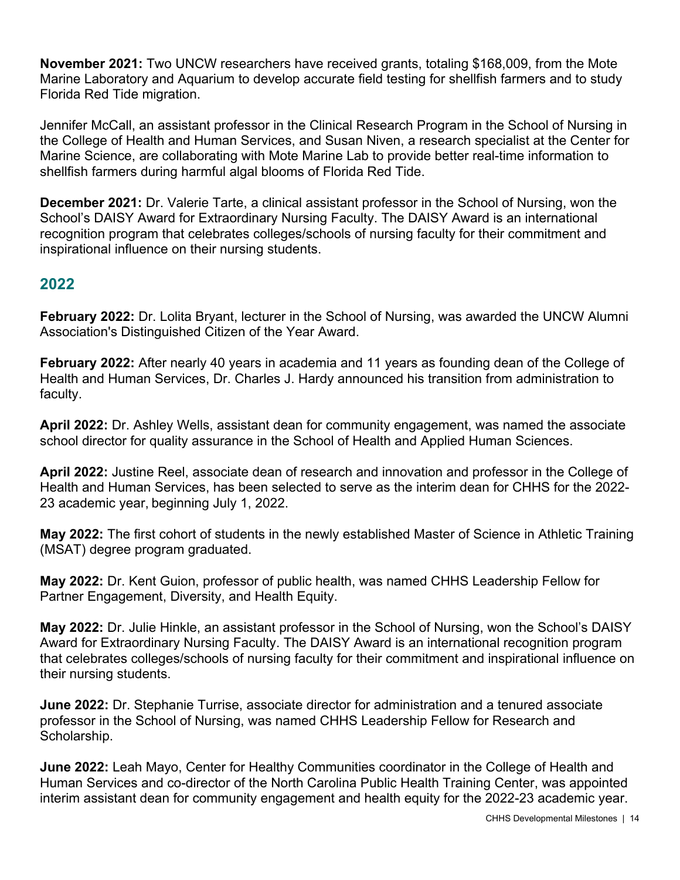**November 2021:** Two UNCW researchers have received grants, totaling $168,009, from the Mote Marine Laboratory and Aquarium to develop accurate field testing for shellfish farmers and to study Florida Red Tide migration.

Jennifer McCall, an assistant professor in the Clinical Research Program in the School of Nursing in the College of Health and Human Services, and Susan Niven, a research specialist at the Center for Marine Science, are collaborating with Mote Marine Lab to provide better real-time information to shellfish farmers during harmful algal blooms of Florida Red Tide.

**December 2021:** Dr. Valerie Tarte, a clinical assistant professor in the School of Nursing, won the School's DAISY Award for Extraordinary Nursing Faculty. The DAISY Award is an international recognition program that celebrates colleges/schools of nursing faculty for their commitment and inspirational influence on their nursing students.

## 2022

**February 2022:** Dr. Lolita Bryant, lecturer in the School of Nursing, was awarded the UNCW Alumni Association's Distinguished Citizen of the Year Award.

**February 2022:** After nearly 40 years in academia and 11 years as founding dean of the College of Health and Human Services, Dr. Charles J. Hardy announced his transition from administration to faculty.

**April 2022:** Dr. Ashley Wells, assistant dean for community engagement, was named the associate school director for quality assurance in the School of Health and Applied Human Sciences.

**April 2022:** Justine Reel, associate dean of research and innovation and professor in the College of Health and Human Services, has been selected to serve as the interim dean for CHHS for the 2022-23 academic year, beginning July 1, 2022.

**May 2022:** The first cohort of students in the newly established Master of Science in Athletic Training (MSAT) degree program graduated.

**May 2022:** Dr. Kent Guion, professor of public health, was named CHHS Leadership Fellow for Partner Engagement, Diversity, and Health Equity.

**May 2022:** Dr. Julie Hinkle, an assistant professor in the School of Nursing, won the School's DAISY Award for Extraordinary Nursing Faculty. The DAISY Award is an international recognition program that celebrates colleges/schools of nursing faculty for their commitment and inspirational influence on their nursing students.

**June 2022:** Dr. Stephanie Turrise, associate director for administration and a tenured associate professor in the School of Nursing, was named CHHS Leadership Fellow for Research and Scholarship.

**June 2022:** Leah Mayo, Center for Healthy Communities coordinator in the College of Health and Human Services and co-director of the North Carolina Public Health Training Center, was appointed interim assistant dean for community engagement and health equity for the 2022-23 academic year.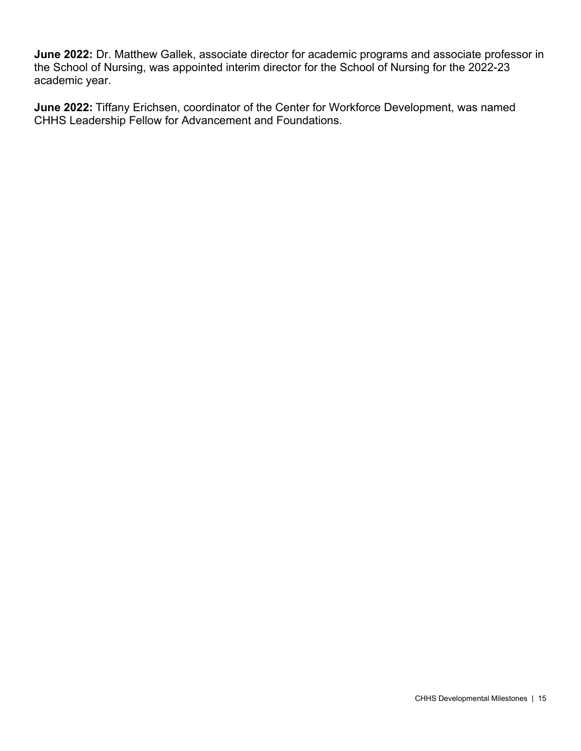**June 2022:** Dr. Matthew Gallek, associate director for academic programs and associate professor in the School of Nursing, was appointed interim director for the School of Nursing for the 2022-23 academic year.

**June 2022:** Tiffany Erichsen, coordinator of the Center for Workforce Development, was named CHHS Leadership Fellow for Advancement and Foundations.